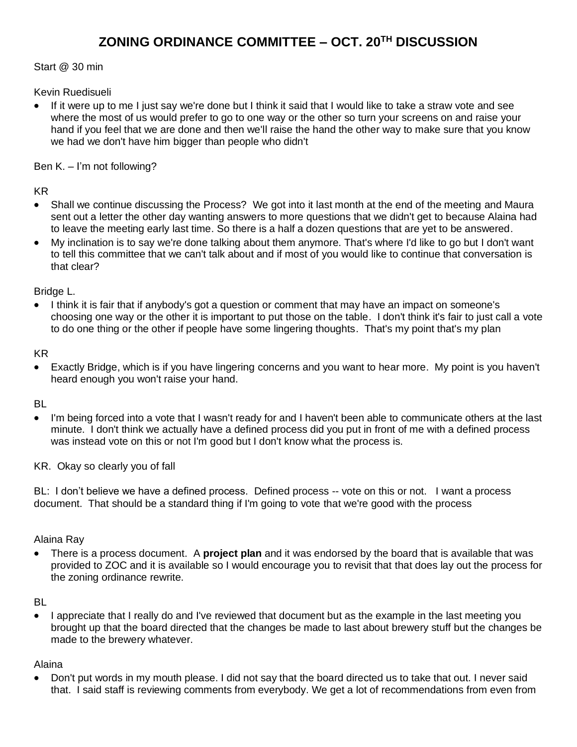# ZONING ORDINANCE COMMITTEE – OCT. 20TH DISCUSSION

Start @ 30 min

Kevin Ruedisueli

- If it were up to me I just say we're done but I think it said that I would like to take a straw vote and see where the most of us would prefer to go to one way or the other so turn your screens on and raise your hand if you feel that we are done and then we'll raise the hand the other way to make sure that you know we had we don't have him bigger than people who didn't

Ben K. – I'm not following?

KR

- Shall we continue discussing the Process? We got into it last month at the end of the meeting and Maura sent out a letter the other day wanting answers to more questions that we didn't get to because Alaina had to leave the meeting early last time. So there is a half a dozen questions that are yet to be answered.
- My inclination is to say we're done talking about them anymore. That's where I'd like to go but I don't want to tell this committee that we can't talk about and if most of you would like to continue that conversation is that clear?

Bridge L.

- I think it is fair that if anybody's got a question or comment that may have an impact on someone's choosing one way or the other it is important to put those on the table. I don't think it's fair to just call a vote to do one thing or the other if people have some lingering thoughts. That's my point that's my plan

KR

- Exactly Bridge, which is if you have lingering concerns and you want to hear more. My point is you haven't heard enough you won't raise your hand.

BL

- I'm being forced into a vote that I wasn't ready for and I haven't been able to communicate others at the last minute. I don't think we actually have a defined process did you put in front of me with a defined process was instead vote on this or not I'm good but I don't know what the process is.

KR. Okay so clearly you of fall

BL: I don't believe we have a defined process. Defined process -- vote on this or not. I want a process document. That should be a standard thing if I'm going to vote that we're good with the process

Alaina Ray

- There is a process document. A **project plan** and it was endorsed by the board that is available that was provided to ZOC and it is available so I would encourage you to revisit that that does lay out the process for the zoning ordinance rewrite.

BL

- I appreciate that I really do and I've reviewed that document but as the example in the last meeting you brought up that the board directed that the changes be made to last about brewery stuff but the changes be made to the brewery whatever.

Alaina

- Don't put words in my mouth please. I did not say that the board directed us to take that out. I never said that. I said staff is reviewing comments from everybody. We get a lot of recommendations from even from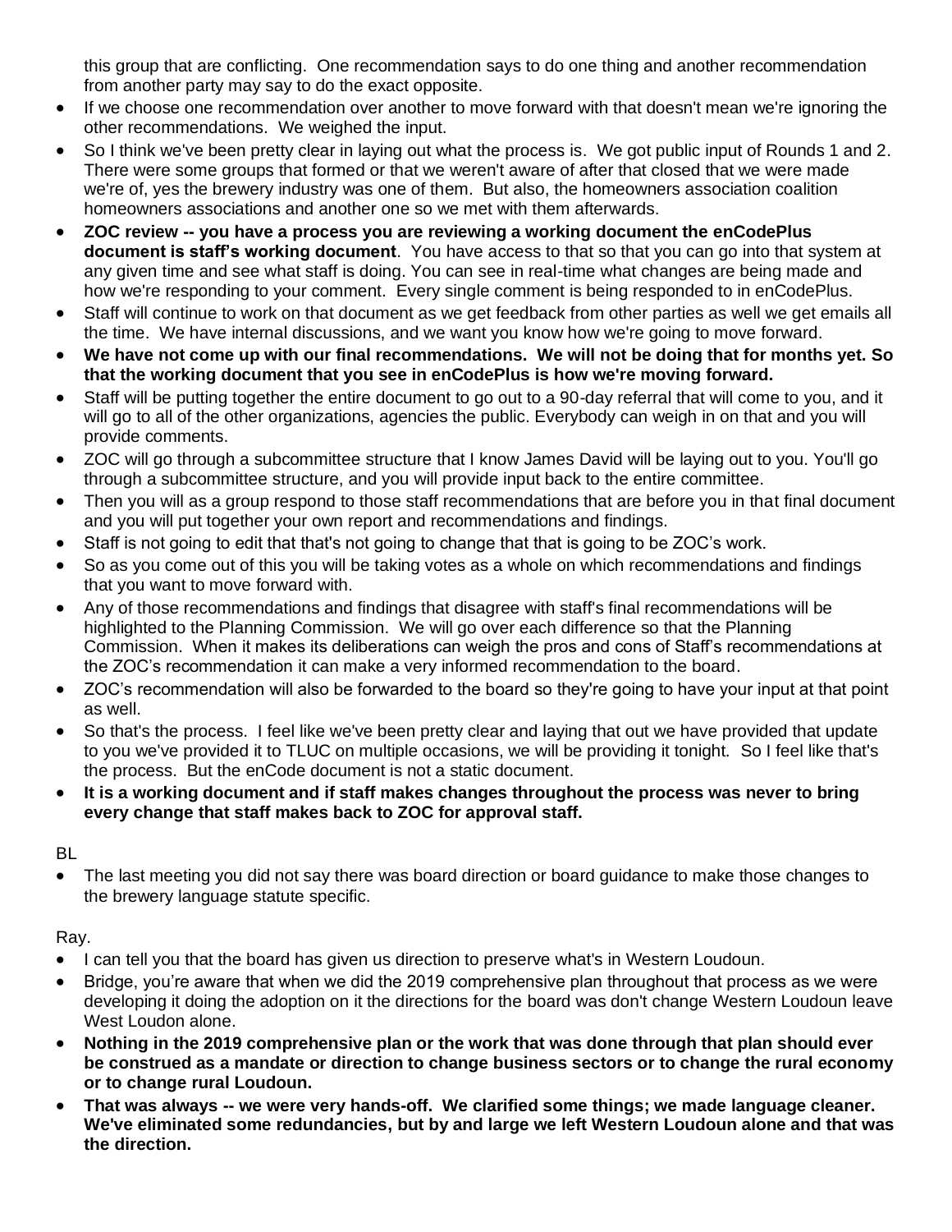this group that are conflicting. One recommendation says to do one thing and another recommendation from another party may say to do the exact opposite.

- If we choose one recommendation over another to move forward with that doesn't mean we're ignoring the other recommendations. We weighed the input.
- So I think we've been pretty clear in laying out what the process is. We got public input of Rounds 1 and 2. There were some groups that formed or that we weren't aware of after that closed that we were made we're of, yes the brewery industry was one of them. But also, the homeowners association coalition homeowners associations and another one so we met with them afterwards.
- **ZOC review -- you have a process you are reviewing a working document the enCodePlus document is staff's working document**. You have access to that so that you can go into that system at any given time and see what staff is doing. You can see in real-time what changes are being made and how we're responding to your comment. Every single comment is being responded to in enCodePlus.
- Staff will continue to work on that document as we get feedback from other parties as well we get emails all the time. We have internal discussions, and we want you know how we're going to move forward.
- **We have not come up with our final recommendations. We will not be doing that for months yet. So that the working document that you see in enCodePlus is how we're moving forward.**
- Staff will be putting together the entire document to go out to a 90-day referral that will come to you, and it will go to all of the other organizations, agencies the public. Everybody can weigh in on that and you will provide comments.
- ZOC will go through a subcommittee structure that I know James David will be laying out to you. You'll go through a subcommittee structure, and you will provide input back to the entire committee.
- Then you will as a group respond to those staff recommendations that are before you in that final document and you will put together your own report and recommendations and findings.
- Staff is not going to edit that that's not going to change that that is going to be ZOC's work.
- So as you come out of this you will be taking votes as a whole on which recommendations and findings that you want to move forward with.
- Any of those recommendations and findings that disagree with staff's final recommendations will be highlighted to the Planning Commission. We will go over each difference so that the Planning Commission. When it makes its deliberations can weigh the pros and cons of Staff's recommendations at the ZOC's recommendation it can make a very informed recommendation to the board.
- ZOC's recommendation will also be forwarded to the board so they're going to have your input at that point as well.
- So that's the process. I feel like we've been pretty clear and laying that out we have provided that update to you we've provided it to TLUC on multiple occasions, we will be providing it tonight. So I feel like that's the process. But the enCode document is not a static document.
- **It is a working document and if staff makes changes throughout the process was never to bring every change that staff makes back to ZOC for approval staff.**

BL

- The last meeting you did not say there was board direction or board guidance to make those changes to the brewery language statute specific.

Ray.

- I can tell you that the board has given us direction to preserve what's in Western Loudoun.
- Bridge, you're aware that when we did the 2019 comprehensive plan throughout that process as we were developing it doing the adoption on it the directions for the board was don't change Western Loudoun leave West Loudon alone.
- **Nothing in the 2019 comprehensive plan or the work that was done through that plan should ever be construed as a mandate or direction to change business sectors or to change the rural economy or to change rural Loudoun.**
- **That was always -- we were very hands-off. We clarified some things; we made language cleaner. We've eliminated some redundancies, but by and large we left Western Loudoun alone and that was the direction.**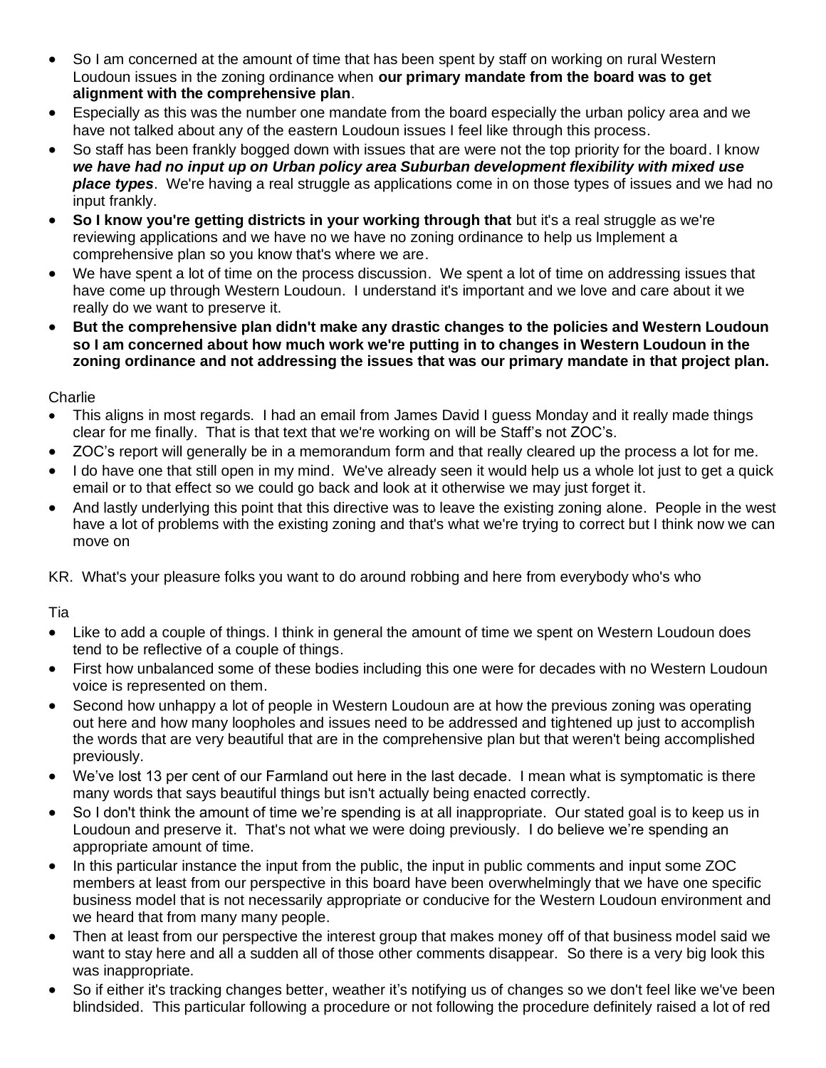- So I am concerned at the amount of time that has been spent by staff on working on rural Western Loudoun issues in the zoning ordinance when **our primary mandate from the board was to get alignment with the comprehensive plan**.
- Especially as this was the number one mandate from the board especially the urban policy area and we have not talked about any of the eastern Loudoun issues I feel like through this process.
- So staff has been frankly bogged down with issues that are were not the top priority for the board. I know ***we have had no input up on Urban policy area Suburban development flexibility with mixed use place types***. We're having a real struggle as applications come in on those types of issues and we had no input frankly.
- **So I know you're getting districts in your working through that** but it's a real struggle as we're reviewing applications and we have no we have no zoning ordinance to help us Implement a comprehensive plan so you know that's where we are.
- We have spent a lot of time on the process discussion. We spent a lot of time on addressing issues that have come up through Western Loudoun. I understand it's important and we love and care about it we really do we want to preserve it.
- **But the comprehensive plan didn't make any drastic changes to the policies and Western Loudoun so I am concerned about how much work we're putting in to changes in Western Loudoun in the zoning ordinance and not addressing the issues that was our primary mandate in that project plan.**

Charlie

- This aligns in most regards. I had an email from James David I guess Monday and it really made things clear for me finally. That is that text that we're working on will be Staff's not ZOC's.
- ZOC's report will generally be in a memorandum form and that really cleared up the process a lot for me.
- I do have one that still open in my mind. We've already seen it would help us a whole lot just to get a quick email or to that effect so we could go back and look at it otherwise we may just forget it.
- And lastly underlying this point that this directive was to leave the existing zoning alone. People in the west have a lot of problems with the existing zoning and that's what we're trying to correct but I think now we can move on

KR. What's your pleasure folks you want to do around robbing and here from everybody who's who

Tia

- Like to add a couple of things. I think in general the amount of time we spent on Western Loudoun does tend to be reflective of a couple of things.
- First how unbalanced some of these bodies including this one were for decades with no Western Loudoun voice is represented on them.
- Second how unhappy a lot of people in Western Loudoun are at how the previous zoning was operating out here and how many loopholes and issues need to be addressed and tightened up just to accomplish the words that are very beautiful that are in the comprehensive plan but that weren't being accomplished previously.
- We've lost 13 per cent of our Farmland out here in the last decade. I mean what is symptomatic is there many words that says beautiful things but isn't actually being enacted correctly.
- So I don't think the amount of time we're spending is at all inappropriate. Our stated goal is to keep us in Loudoun and preserve it. That's not what we were doing previously. I do believe we're spending an appropriate amount of time.
- In this particular instance the input from the public, the input in public comments and input some ZOC members at least from our perspective in this board have been overwhelmingly that we have one specific business model that is not necessarily appropriate or conducive for the Western Loudoun environment and we heard that from many many people.
- Then at least from our perspective the interest group that makes money off of that business model said we want to stay here and all a sudden all of those other comments disappear. So there is a very big look this was inappropriate.
- So if either it's tracking changes better, weather it's notifying us of changes so we don't feel like we've been blindsided. This particular following a procedure or not following the procedure definitely raised a lot of red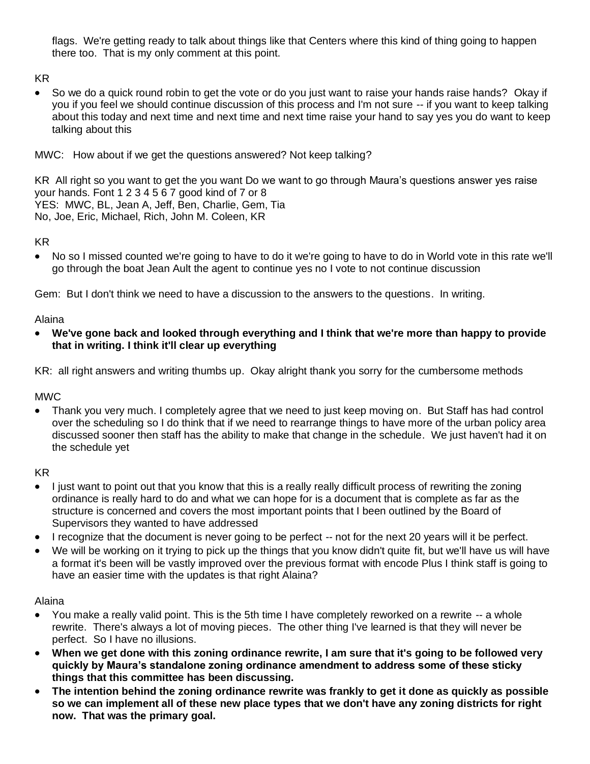flags. We're getting ready to talk about things like that Centers where this kind of thing going to happen there too. That is my only comment at this point.

KR

- So we do a quick round robin to get the vote or do you just want to raise your hands raise hands? Okay if you if you feel we should continue discussion of this process and I'm not sure -- if you want to keep talking about this today and next time and next time and next time raise your hand to say yes you do want to keep talking about this

MWC: How about if we get the questions answered? Not keep talking?

KR All right so you want to get the you want Do we want to go through Maura's questions answer yes raise your hands. Font 1 2 3 4 5 6 7 good kind of 7 or 8
YES: MWC, BL, Jean A, Jeff, Ben, Charlie, Gem, Tia
No, Joe, Eric, Michael, Rich, John M. Coleen, KR

KR

- No so I missed counted we're going to have to do it we're going to have to do in World vote in this rate we'll go through the boat Jean Ault the agent to continue yes no I vote to not continue discussion

Gem: But I don't think we need to have a discussion to the answers to the questions. In writing.

Alaina

- **We've gone back and looked through everything and I think that we're more than happy to provide that in writing. I think it'll clear up everything**

KR: all right answers and writing thumbs up. Okay alright thank you sorry for the cumbersome methods

MWC

- Thank you very much. I completely agree that we need to just keep moving on. But Staff has had control over the scheduling so I do think that if we need to rearrange things to have more of the urban policy area discussed sooner then staff has the ability to make that change in the schedule. We just haven't had it on the schedule yet

KR

- I just want to point out that you know that this is a really really difficult process of rewriting the zoning ordinance is really hard to do and what we can hope for is a document that is complete as far as the structure is concerned and covers the most important points that I been outlined by the Board of Supervisors they wanted to have addressed
- I recognize that the document is never going to be perfect -- not for the next 20 years will it be perfect.
- We will be working on it trying to pick up the things that you know didn't quite fit, but we'll have us will have a format it's been will be vastly improved over the previous format with encode Plus I think staff is going to have an easier time with the updates is that right Alaina?

Alaina

- You make a really valid point. This is the 5th time I have completely reworked on a rewrite -- a whole rewrite. There's always a lot of moving pieces. The other thing I've learned is that they will never be perfect. So I have no illusions.
- **When we get done with this zoning ordinance rewrite, I am sure that it's going to be followed very quickly by Maura's standalone zoning ordinance amendment to address some of these sticky things that this committee has been discussing.**
- **The intention behind the zoning ordinance rewrite was frankly to get it done as quickly as possible so we can implement all of these new place types that we don't have any zoning districts for right now. That was the primary goal.**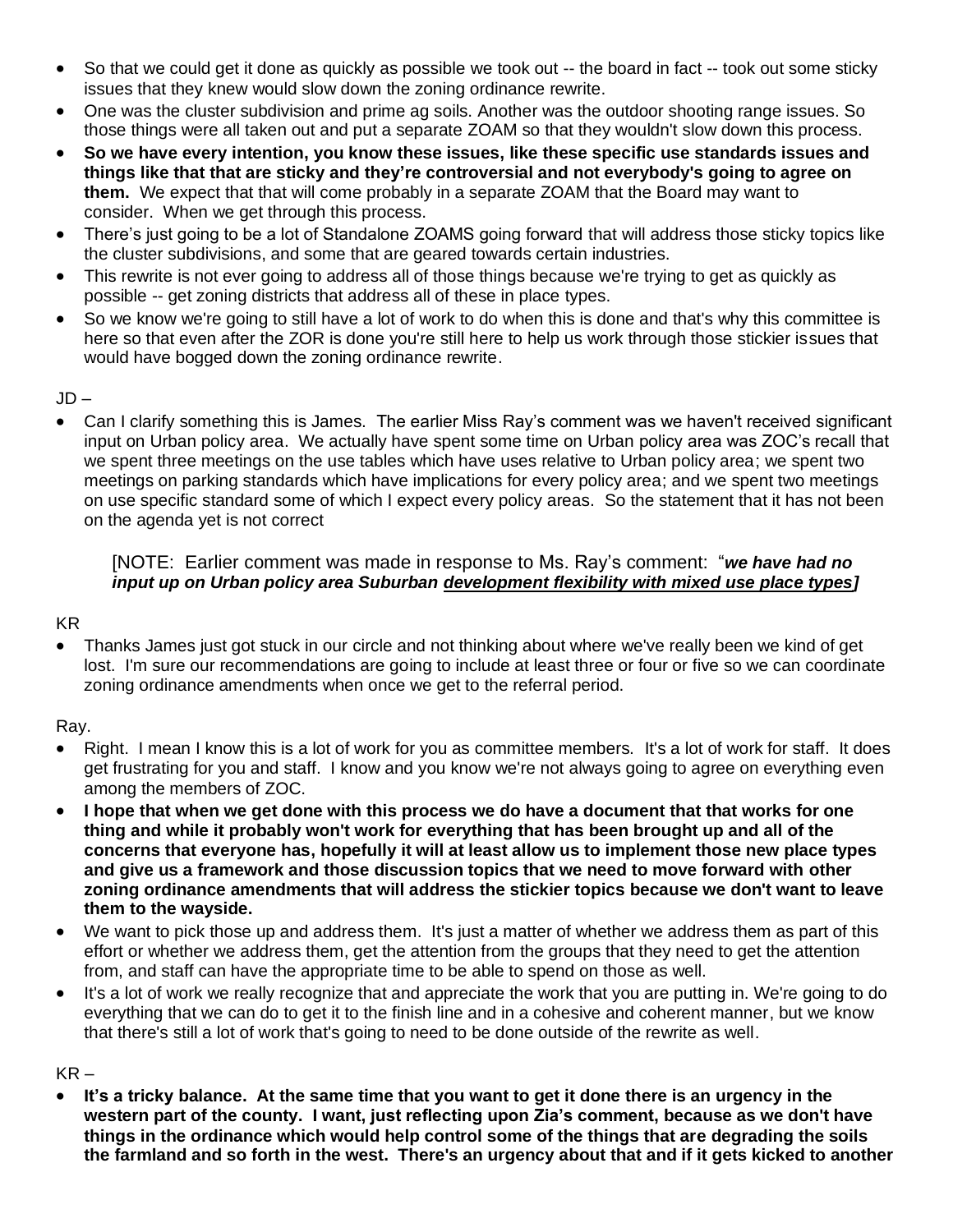- So that we could get it done as quickly as possible we took out -- the board in fact -- took out some sticky issues that they knew would slow down the zoning ordinance rewrite.
- One was the cluster subdivision and prime ag soils. Another was the outdoor shooting range issues. So those things were all taken out and put a separate ZOAM so that they wouldn't slow down this process.
- **So we have every intention, you know these issues, like these specific use standards issues and things like that that are sticky and they're controversial and not everybody's going to agree on them.** We expect that that will come probably in a separate ZOAM that the Board may want to consider. When we get through this process.
- There's just going to be a lot of Standalone ZOAMS going forward that will address those sticky topics like the cluster subdivisions, and some that are geared towards certain industries.
- This rewrite is not ever going to address all of those things because we're trying to get as quickly as possible -- get zoning districts that address all of these in place types.
- So we know we're going to still have a lot of work to do when this is done and that's why this committee is here so that even after the ZOR is done you're still here to help us work through those stickier issues that would have bogged down the zoning ordinance rewrite.

JD –

- Can I clarify something this is James. The earlier Miss Ray's comment was we haven't received significant input on Urban policy area. We actually have spent some time on Urban policy area was ZOC's recall that we spent three meetings on the use tables which have uses relative to Urban policy area; we spent two meetings on parking standards which have implications for every policy area; and we spent two meetings on use specific standard some of which I expect every policy areas. So the statement that it has not been on the agenda yet is not correct

> [NOTE: Earlier comment was made in response to Ms. Ray's comment: "***we have had no input up on Urban policy area Suburban <u>development flexibility with mixed use place types</u>]***

KR

- Thanks James just got stuck in our circle and not thinking about where we've really been we kind of get lost. I'm sure our recommendations are going to include at least three or four or five so we can coordinate zoning ordinance amendments when once we get to the referral period.

Ray.

- Right. I mean I know this is a lot of work for you as committee members. It's a lot of work for staff. It does get frustrating for you and staff. I know and you know we're not always going to agree on everything even among the members of ZOC.
- **I hope that when we get done with this process we do have a document that that works for one thing and while it probably won't work for everything that has been brought up and all of the concerns that everyone has, hopefully it will at least allow us to implement those new place types and give us a framework and those discussion topics that we need to move forward with other zoning ordinance amendments that will address the stickier topics because we don't want to leave them to the wayside.**
- We want to pick those up and address them. It's just a matter of whether we address them as part of this effort or whether we address them, get the attention from the groups that they need to get the attention from, and staff can have the appropriate time to be able to spend on those as well.
- It's a lot of work we really recognize that and appreciate the work that you are putting in. We're going to do everything that we can do to get it to the finish line and in a cohesive and coherent manner, but we know that there's still a lot of work that's going to need to be done outside of the rewrite as well.

KR –

- **It's a tricky balance. At the same time that you want to get it done there is an urgency in the western part of the county. I want, just reflecting upon Zia's comment, because as we don't have things in the ordinance which would help control some of the things that are degrading the soils the farmland and so forth in the west. There's an urgency about that and if it gets kicked to another**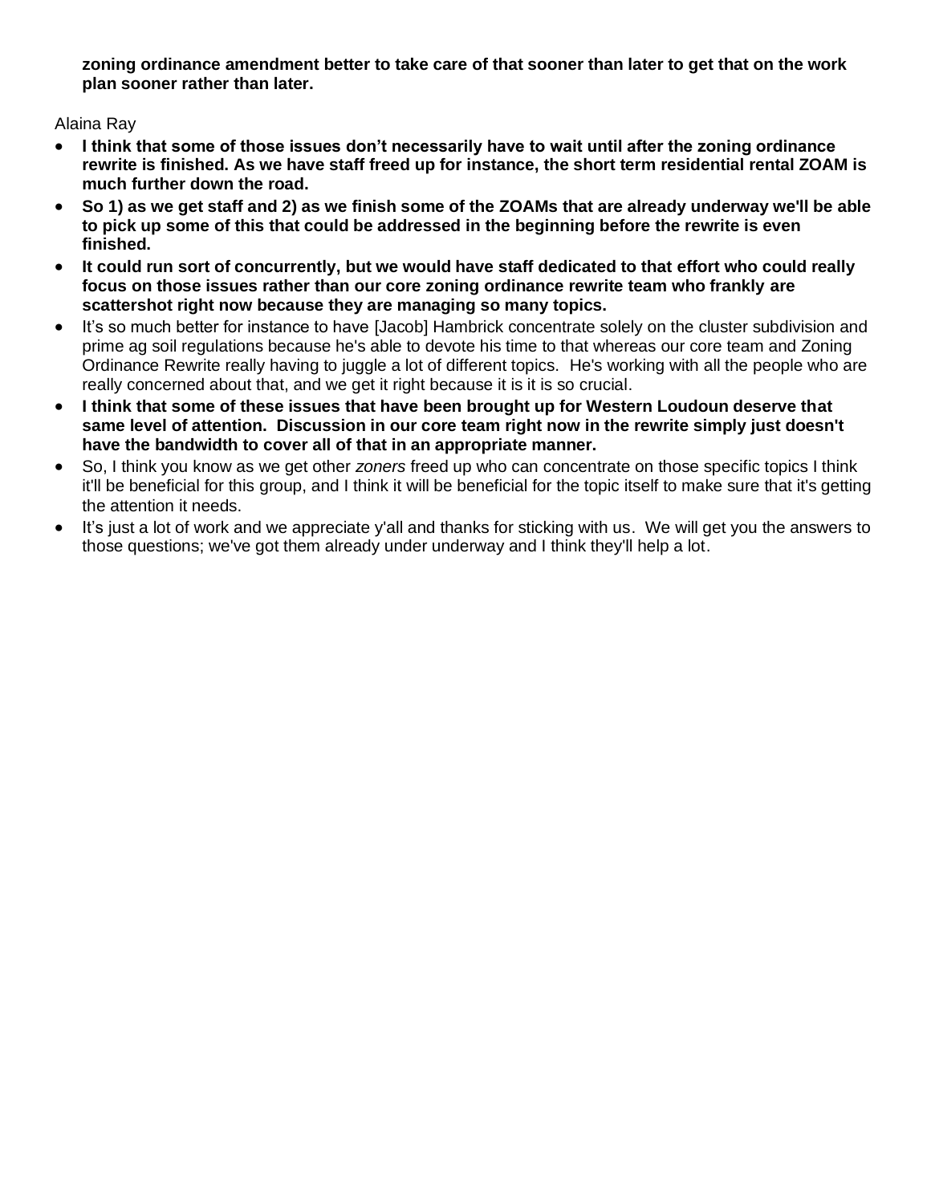**zoning ordinance amendment better to take care of that sooner than later to get that on the work plan sooner rather than later.**

Alaina Ray

- **I think that some of those issues don't necessarily have to wait until after the zoning ordinance rewrite is finished. As we have staff freed up for instance, the short term residential rental ZOAM is much further down the road.**
- **So 1) as we get staff and 2) as we finish some of the ZOAMs that are already underway we'll be able to pick up some of this that could be addressed in the beginning before the rewrite is even finished.**
- **It could run sort of concurrently, but we would have staff dedicated to that effort who could really focus on those issues rather than our core zoning ordinance rewrite team who frankly are scattershot right now because they are managing so many topics.**
- It's so much better for instance to have [Jacob] Hambrick concentrate solely on the cluster subdivision and prime ag soil regulations because he's able to devote his time to that whereas our core team and Zoning Ordinance Rewrite really having to juggle a lot of different topics. He's working with all the people who are really concerned about that, and we get it right because it is it is so crucial.
- **I think that some of these issues that have been brought up for Western Loudoun deserve that same level of attention. Discussion in our core team right now in the rewrite simply just doesn't have the bandwidth to cover all of that in an appropriate manner.**
- So, I think you know as we get other *zoners* freed up who can concentrate on those specific topics I think it'll be beneficial for this group, and I think it will be beneficial for the topic itself to make sure that it's getting the attention it needs.
- It's just a lot of work and we appreciate y'all and thanks for sticking with us. We will get you the answers to those questions; we've got them already under underway and I think they'll help a lot.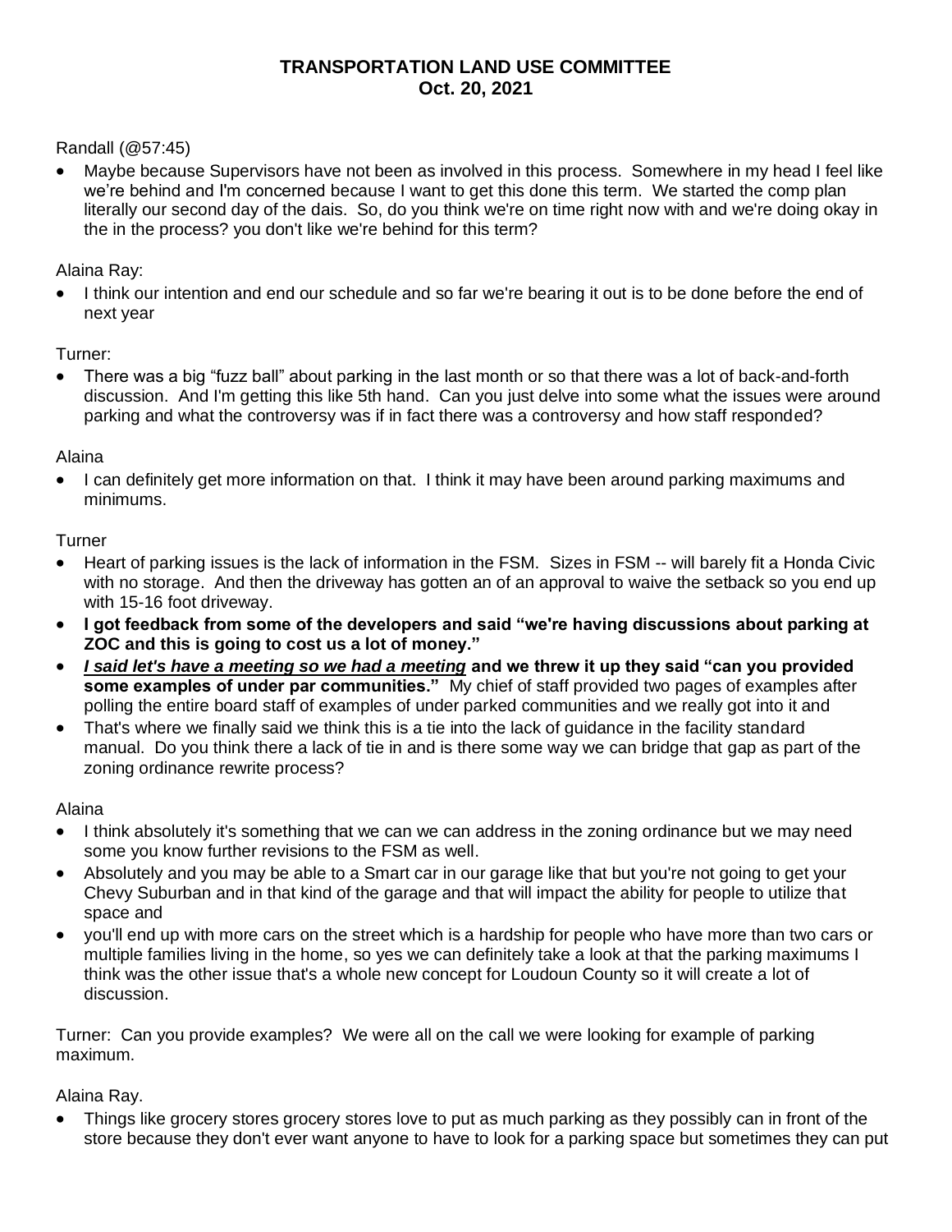**TRANSPORTATION LAND USE COMMITTEE**
**Oct. 20, 2021**

Randall (@57:45)

- Maybe because Supervisors have not been as involved in this process. Somewhere in my head I feel like we're behind and I'm concerned because I want to get this done this term. We started the comp plan literally our second day of the dais. So, do you think we're on time right now with and we're doing okay in the in the process? you don't like we're behind for this term?

Alaina Ray:

- I think our intention and end our schedule and so far we're bearing it out is to be done before the end of next year

Turner:

- There was a big "fuzz ball" about parking in the last month or so that there was a lot of back-and-forth discussion. And I'm getting this like 5th hand. Can you just delve into some what the issues were around parking and what the controversy was if in fact there was a controversy and how staff responded?

Alaina

- I can definitely get more information on that. I think it may have been around parking maximums and minimums.

Turner

- Heart of parking issues is the lack of information in the FSM. Sizes in FSM -- will barely fit a Honda Civic with no storage. And then the driveway has gotten an of an approval to waive the setback so you end up with 15-16 foot driveway.
- **I got feedback from some of the developers and said "we're having discussions about parking at ZOC and this is going to cost us a lot of money."**
- ***<u>I said let's have a meeting so we had a meeting</u>*** **and we threw it up they said "can you provided some examples of under par communities."** My chief of staff provided two pages of examples after polling the entire board staff of examples of under parked communities and we really got into it and
- That's where we finally said we think this is a tie into the lack of guidance in the facility standard manual. Do you think there a lack of tie in and is there some way we can bridge that gap as part of the zoning ordinance rewrite process?

Alaina

- I think absolutely it's something that we can we can address in the zoning ordinance but we may need some you know further revisions to the FSM as well.
- Absolutely and you may be able to a Smart car in our garage like that but you're not going to get your Chevy Suburban and in that kind of the garage and that will impact the ability for people to utilize that space and
- you'll end up with more cars on the street which is a hardship for people who have more than two cars or multiple families living in the home, so yes we can definitely take a look at that the parking maximums I think was the other issue that's a whole new concept for Loudoun County so it will create a lot of discussion.

Turner: Can you provide examples? We were all on the call we were looking for example of parking maximum.

Alaina Ray.

- Things like grocery stores grocery stores love to put as much parking as they possibly can in front of the store because they don't ever want anyone to have to look for a parking space but sometimes they can put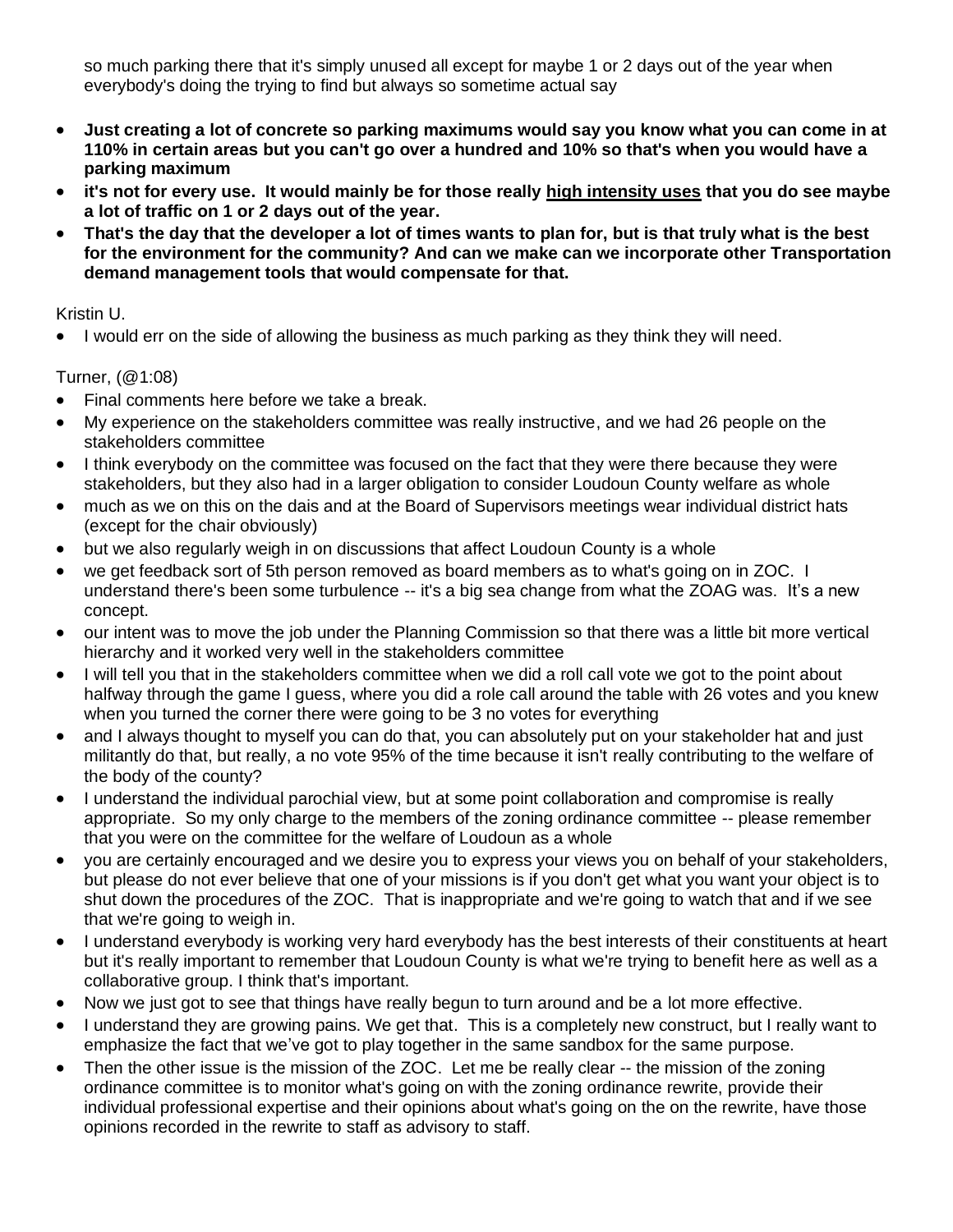so much parking there that it's simply unused all except for maybe 1 or 2 days out of the year when everybody's doing the trying to find but always so sometime actual say

- **Just creating a lot of concrete so parking maximums would say you know what you can come in at 110% in certain areas but you can't go over a hundred and 10% so that's when you would have a parking maximum**
- **it's not for every use. It would mainly be for those really <u>high intensity uses</u> that you do see maybe a lot of traffic on 1 or 2 days out of the year.**
- **That's the day that the developer a lot of times wants to plan for, but is that truly what is the best for the environment for the community? And can we make can we incorporate other Transportation demand management tools that would compensate for that.**

Kristin U.

- I would err on the side of allowing the business as much parking as they think they will need.

Turner, (@1:08)

- Final comments here before we take a break.
- My experience on the stakeholders committee was really instructive, and we had 26 people on the stakeholders committee
- I think everybody on the committee was focused on the fact that they were there because they were stakeholders, but they also had in a larger obligation to consider Loudoun County welfare as whole
- much as we on this on the dais and at the Board of Supervisors meetings wear individual district hats (except for the chair obviously)
- but we also regularly weigh in on discussions that affect Loudoun County is a whole
- we get feedback sort of 5th person removed as board members as to what's going on in ZOC. I understand there's been some turbulence -- it's a big sea change from what the ZOAG was. It's a new concept.
- our intent was to move the job under the Planning Commission so that there was a little bit more vertical hierarchy and it worked very well in the stakeholders committee
- I will tell you that in the stakeholders committee when we did a roll call vote we got to the point about halfway through the game I guess, where you did a role call around the table with 26 votes and you knew when you turned the corner there were going to be 3 no votes for everything
- and I always thought to myself you can do that, you can absolutely put on your stakeholder hat and just militantly do that, but really, a no vote 95% of the time because it isn't really contributing to the welfare of the body of the county?
- I understand the individual parochial view, but at some point collaboration and compromise is really appropriate. So my only charge to the members of the zoning ordinance committee -- please remember that you were on the committee for the welfare of Loudoun as a whole
- you are certainly encouraged and we desire you to express your views you on behalf of your stakeholders, but please do not ever believe that one of your missions is if you don't get what you want your object is to shut down the procedures of the ZOC. That is inappropriate and we're going to watch that and if we see that we're going to weigh in.
- I understand everybody is working very hard everybody has the best interests of their constituents at heart but it's really important to remember that Loudoun County is what we're trying to benefit here as well as a collaborative group. I think that's important.
- Now we just got to see that things have really begun to turn around and be a lot more effective.
- I understand they are growing pains. We get that. This is a completely new construct, but I really want to emphasize the fact that we've got to play together in the same sandbox for the same purpose.
- Then the other issue is the mission of the ZOC. Let me be really clear -- the mission of the zoning ordinance committee is to monitor what's going on with the zoning ordinance rewrite, provide their individual professional expertise and their opinions about what's going on the on the rewrite, have those opinions recorded in the rewrite to staff as advisory to staff.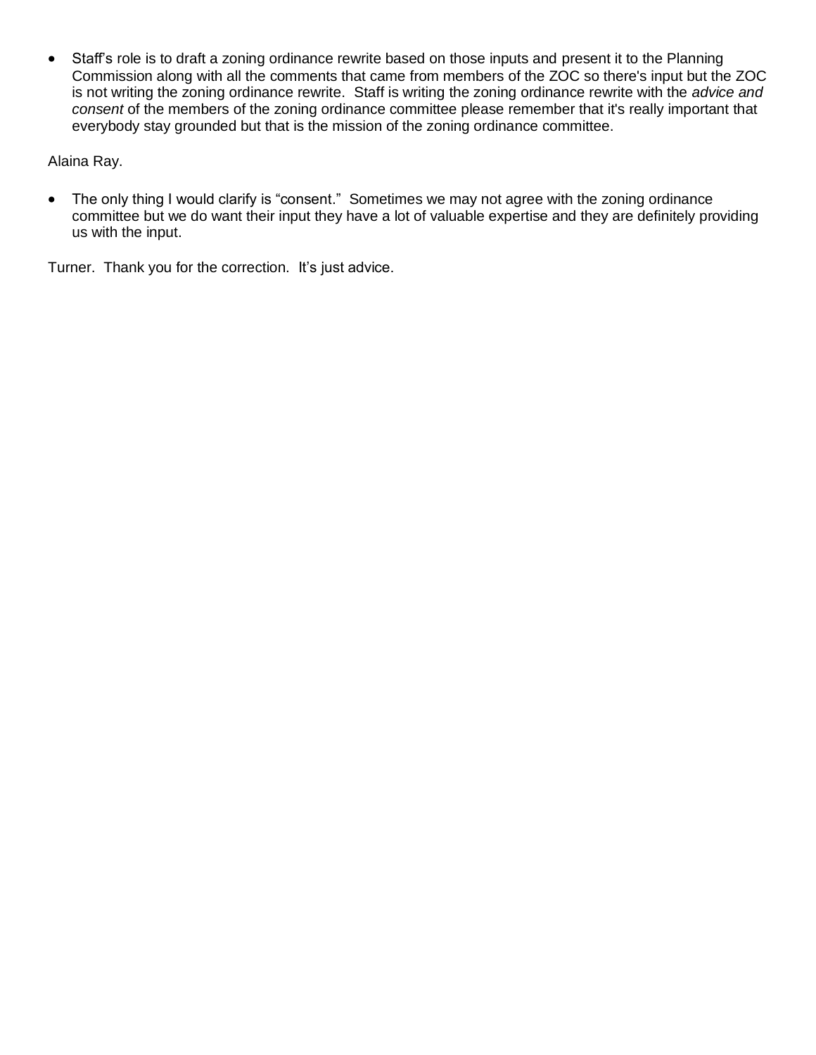- Staff's role is to draft a zoning ordinance rewrite based on those inputs and present it to the Planning Commission along with all the comments that came from members of the ZOC so there's input but the ZOC is not writing the zoning ordinance rewrite. Staff is writing the zoning ordinance rewrite with the *advice and consent* of the members of the zoning ordinance committee please remember that it's really important that everybody stay grounded but that is the mission of the zoning ordinance committee.

Alaina Ray.

- The only thing I would clarify is "consent." Sometimes we may not agree with the zoning ordinance committee but we do want their input they have a lot of valuable expertise and they are definitely providing us with the input.

Turner. Thank you for the correction. It's just advice.